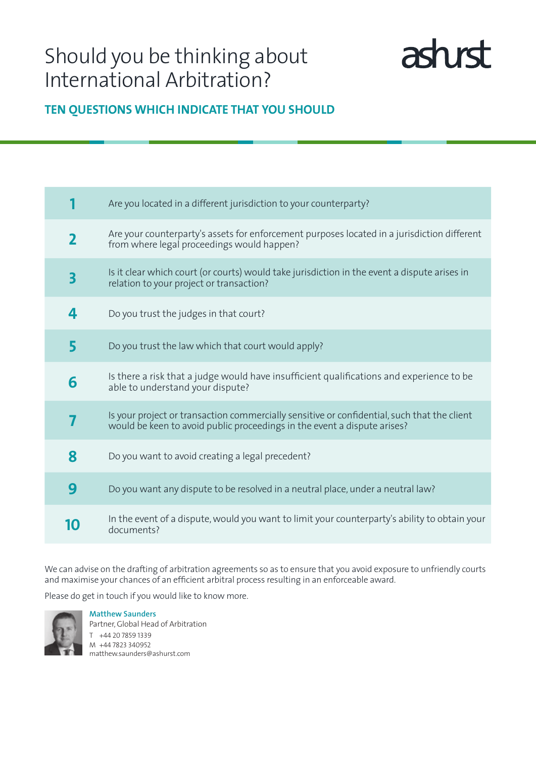# Should you be thinking about International Arbitration?

ashurst

## TEN QUESTIONS WHICH INDICATE THAT YOU SHOULD

| | |
|---|---|
| **1** | Are you located in a different jurisdiction to your counterparty? |
| **2** | Are your counterparty's assets for enforcement purposes located in a jurisdiction different from where legal proceedings would happen? |
| **3** | Is it clear which court (or courts) would take jurisdiction in the event a dispute arises in relation to your project or transaction? |
| **4** | Do you trust the judges in that court? |
| **5** | Do you trust the law which that court would apply? |
| **6** | Is there a risk that a judge would have insufficient qualifications and experience to be able to understand your dispute? |
| **7** | Is your project or transaction commercially sensitive or confidential, such that the client would be keen to avoid public proceedings in the event a dispute arises? |
| **8** | Do you want to avoid creating a legal precedent? |
| **9** | Do you want any dispute to be resolved in a neutral place, under a neutral law? |
| **10** | In the event of a dispute, would you want to limit your counterparty's ability to obtain your documents? |

We can advise on the drafting of arbitration agreements so as to ensure that you avoid exposure to unfriendly courts and maximise your chances of an efficient arbitral process resulting in an enforceable award.

Please do get in touch if you would like to know more.

**Matthew Saunders**
Partner, Global Head of Arbitration
T +44 20 7859 1339
M +44 7823 340952
matthew.saunders@ashurst.com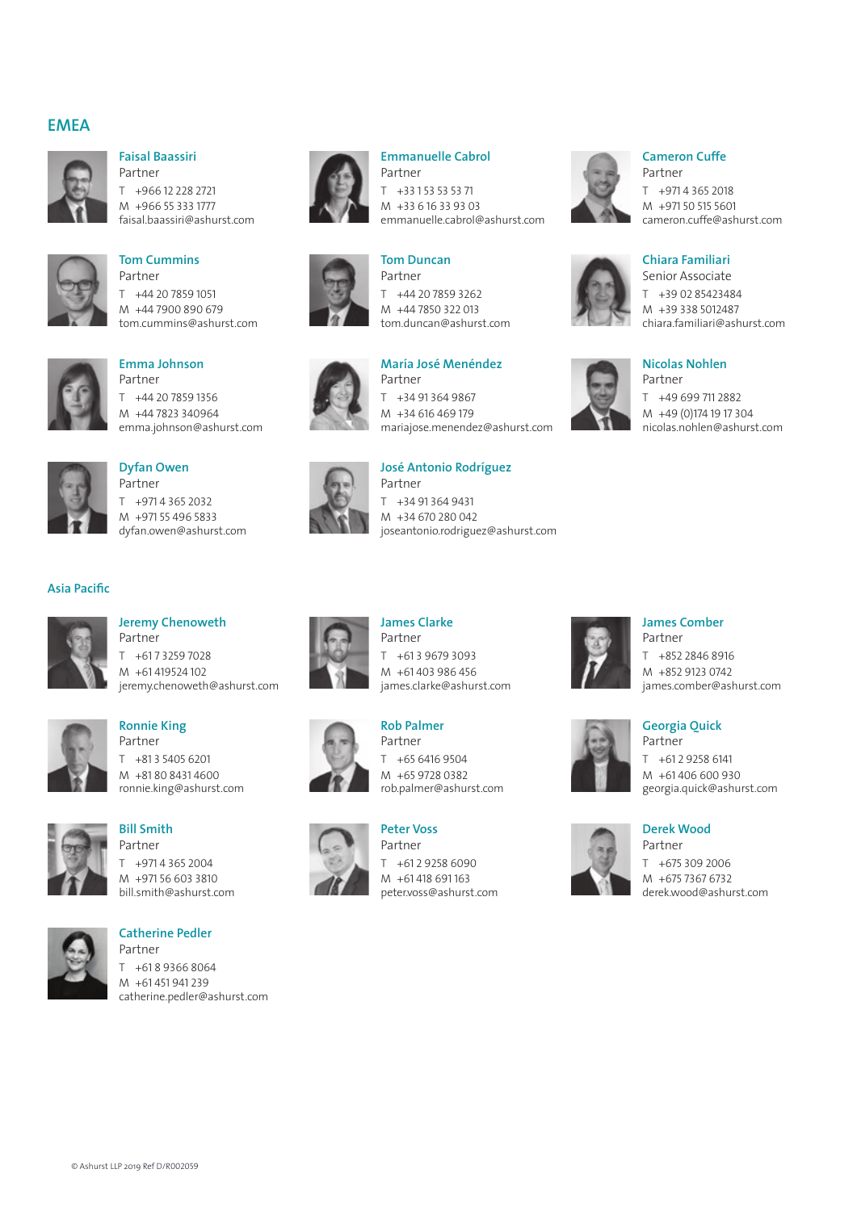## EMEA

**Faisal Baassiri**
Partner
T +966 12 228 2721
M +966 55 333 1777
faisal.baassiri@ashurst.com

**Emmanuelle Cabrol**
Partner
T +33 1 53 53 53 71
M +33 6 16 33 93 03
emmanuelle.cabrol@ashurst.com

**Cameron Cuffe**
Partner
T +971 4 365 2018
M +971 50 515 5601
cameron.cuffe@ashurst.com

**Tom Cummins**
Partner
T +44 20 7859 1051
M +44 7900 890 679
tom.cummins@ashurst.com

**Tom Duncan**
Partner
T +44 20 7859 3262
M +44 7850 322 013
tom.duncan@ashurst.com

**Chiara Familiari**
Senior Associate
T +39 02 85423484
M +39 338 5012487
chiara.familiari@ashurst.com

**Emma Johnson**
Partner
T +44 20 7859 1356
M +44 7823 340964
emma.johnson@ashurst.com

**María José Menéndez**
Partner
T +34 91 364 9867
M +34 616 469 179
mariajose.menendez@ashurst.com

**Nicolas Nohlen**
Partner
T +49 699 711 2882
M +49 (0)174 19 17 304
nicolas.nohlen@ashurst.com

**Dyfan Owen**
Partner
T +971 4 365 2032
M +971 55 496 5833
dyfan.owen@ashurst.com

**José Antonio Rodríguez**
Partner
T +34 91 364 9431
M +34 670 280 042
joseantonio.rodriguez@ashurst.com

## Asia Pacific

**Jeremy Chenoweth**
Partner
T +61 7 3259 7028
M +61 419524 102
jeremy.chenoweth@ashurst.com

**James Clarke**
Partner
T +61 3 9679 3093
M +61 403 986 456
james.clarke@ashurst.com

**James Comber**
Partner
T +852 2846 8916
M +852 9123 0742
james.comber@ashurst.com

**Ronnie King**
Partner
T +81 3 5405 6201
M +81 80 8431 4600
ronnie.king@ashurst.com

**Rob Palmer**
Partner
T +65 6416 9504
M +65 9728 0382
rob.palmer@ashurst.com

**Georgia Quick**
Partner
T +61 2 9258 6141
M +61 406 600 930
georgia.quick@ashurst.com

**Bill Smith**
Partner
T +971 4 365 2004
M +971 56 603 3810
bill.smith@ashurst.com

**Peter Voss**
Partner
T +61 2 9258 6090
M +61 418 691 163
peter.voss@ashurst.com

**Derek Wood**
Partner
T +675 309 2006
M +675 7367 6732
derek.wood@ashurst.com

**Catherine Pedler**
Partner
T +61 8 9366 8064
M +61 451 941 239
catherine.pedler@ashurst.com

© Ashurst LLP 2019 Ref D/R002059